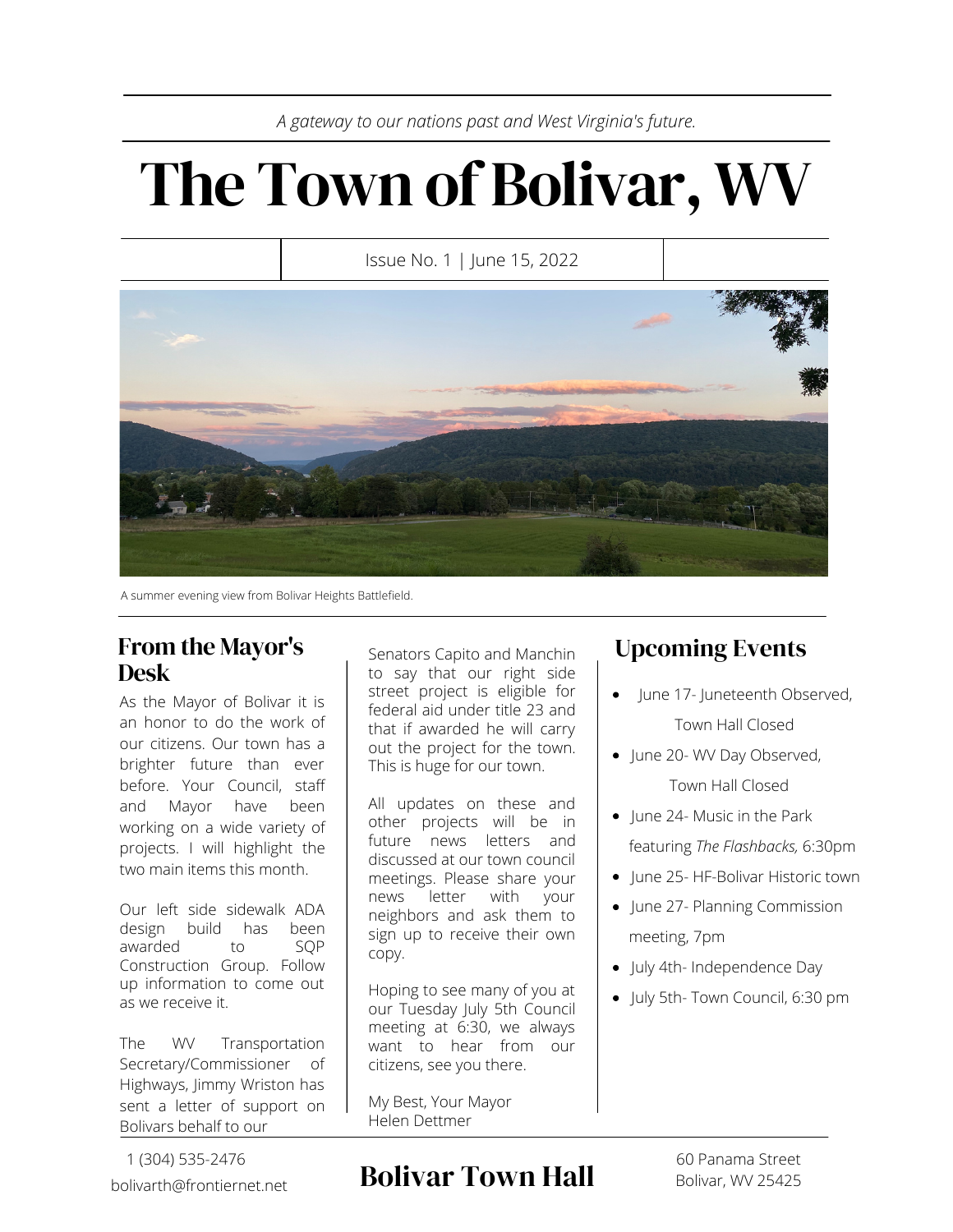*A gateway to our nations past and West Virginia's future.*

# The Town of Bolivar, WV

Issue No. 1 | June 15, 2022

A summer evening view from Bolivar Heights Battlefield.

## From the Mayor's Desk

As the Mayor of Bolivar it is an honor to do the work of our citizens. Our town has a brighter future than ever before. Your Council, staff and Mayor have been working on a wide variety of projects. I will highlight the two main items this month.

Our left side sidewalk ADA design build has been awarded to SQP Construction Group. Follow up information to come out as we receive it.

The WV Transportation Secretary/Commissioner of Highways, Jimmy Wriston has sent a letter of support on Bolivars behalf to our Senators Capito and Manchin to say that our right side street project is eligible for federal aid under title 23 and that if awarded he will carry out the project for the town. This is huge for our town.

All updates on these and other projects will be in future news letters and discussed at our town council meetings. Please share your news letter with your neighbors and ask them to sign up to receive their own copy.

Hoping to see many of you at our Tuesday July 5th Council meeting at 6:30, we always want to hear from our citizens, see you there.

My Best, Your Mayor
Helen Dettmer

## Upcoming Events

- June 17- Juneteenth Observed, Town Hall Closed
- June 20- WV Day Observed, Town Hall Closed
- June 24- Music in the Park featuring *The Flashbacks,* 6:30pm
- June 25- HF-Bolivar Historic town
- June 27- Planning Commission meeting, 7pm
- July 4th- Independence Day
- July 5th- Town Council, 6:30 pm

## Bolivar Town Hall

1 (304) 535-2476
bolivarth@frontiernet.net

60 Panama Street
Bolivar, WV 25425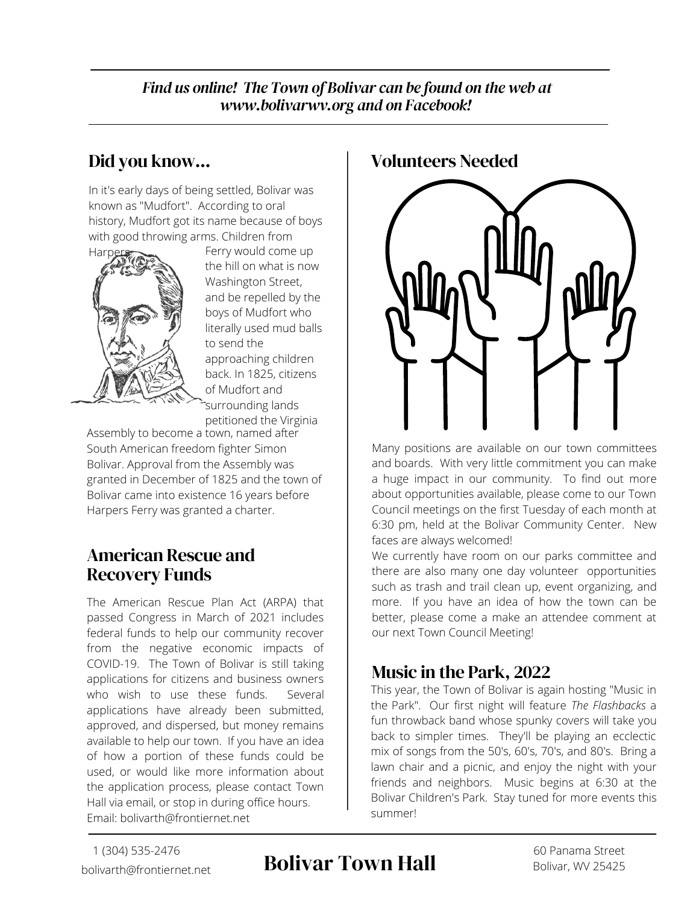*Find us online! The Town of Bolivar can be found on the web at www.bolivarwv.org and on Facebook!*

## Did you know...

In it's early days of being settled, Bolivar was known as "Mudfort". According to oral history, Mudfort got its name because of boys with good throwing arms. Children from Harpers Ferry would come up the hill on what is now Washington Street, and be repelled by the boys of Mudfort who literally used mud balls to send the approaching children back. In 1825, citizens of Mudfort and surrounding lands petitioned the Virginia Assembly to become a town, named after South American freedom fighter Simon Bolivar. Approval from the Assembly was granted in December of 1825 and the town of Bolivar came into existence 16 years before Harpers Ferry was granted a charter.

## American Rescue and Recovery Funds

The American Rescue Plan Act (ARPA) that passed Congress in March of 2021 includes federal funds to help our community recover from the negative economic impacts of COVID-19. The Town of Bolivar is still taking applications for citizens and business owners who wish to use these funds. Several applications have already been submitted, approved, and dispersed, but money remains available to help our town. If you have an idea of how a portion of these funds could be used, or would like more information about the application process, please contact Town Hall via email, or stop in during office hours.
Email: bolivarth@frontiernet.net

## Volunteers Needed

Many positions are available on our town committees and boards. With very little commitment you can make a huge impact in our community. To find out more about opportunities available, please come to our Town Council meetings on the first Tuesday of each month at 6:30 pm, held at the Bolivar Community Center. New faces are always welcomed!

We currently have room on our parks committee and there are also many one day volunteer opportunities such as trash and trail clean up, event organizing, and more. If you have an idea of how the town can be better, please come a make an attendee comment at our next Town Council Meeting!

## Music in the Park, 2022

This year, the Town of Bolivar is again hosting "Music in the Park". Our first night will feature *The Flashbacks* a fun throwback band whose spunky covers will take you back to simpler times. They'll be playing an ecclectic mix of songs from the 50's, 60's, 70's, and 80's. Bring a lawn chair and a picnic, and enjoy the night with your friends and neighbors. Music begins at 6:30 at the Bolivar Children's Park. Stay tuned for more events this summer!

1 (304) 535-2476
bolivarth@frontiernet.net

**Bolivar Town Hall**

60 Panama Street
Bolivar, WV 25425